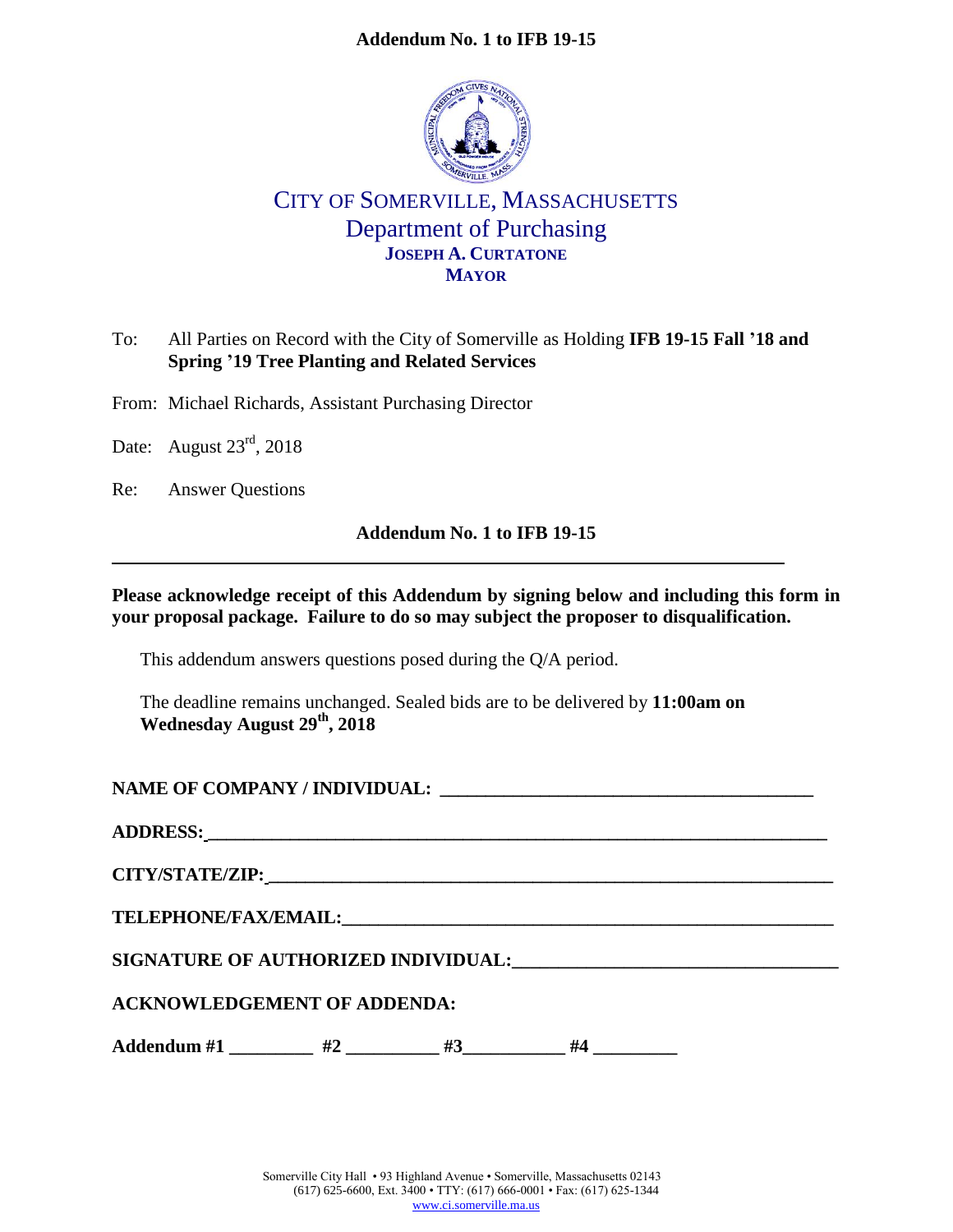# Addendum No. 1 to IFB 19-15

CITY OF SOMERVILLE, MASSACHUSETTS
Department of Purchasing
**JOSEPH A. CURTATONE**
**MAYOR**

To: All Parties on Record with the City of Somerville as Holding **IFB 19-15 Fall '18 and Spring '19 Tree Planting and Related Services**

From: Michael Richards, Assistant Purchasing Director

Date: August 23rd, 2018

Re: Answer Questions

**Addendum No. 1 to IFB 19-15**

---

**Please acknowledge receipt of this Addendum by signing below and including this form in your proposal package. Failure to do so may subject the proposer to disqualification.**

This addendum answers questions posed during the Q/A period.

The deadline remains unchanged. Sealed bids are to be delivered by **11:00am on Wednesday August 29th, 2018**

**NAME OF COMPANY / INDIVIDUAL:** ________________________________________

**ADDRESS:** ____________________________________________________________________

**CITY/STATE/ZIP:** ______________________________________________________________

**TELEPHONE/FAX/EMAIL:** ________________________________________________________

**SIGNATURE OF AUTHORIZED INDIVIDUAL:** _________________________________

**ACKNOWLEDGEMENT OF ADDENDA:**

**Addendum #1** _________ **#2** __________ **#3** ___________ **#4** _________

Somerville City Hall • 93 Highland Avenue • Somerville, Massachusetts 02143
(617) 625-6600, Ext. 3400 • TTY: (617) 666-0001 • Fax: (617) 625-1344
www.ci.somerville.ma.us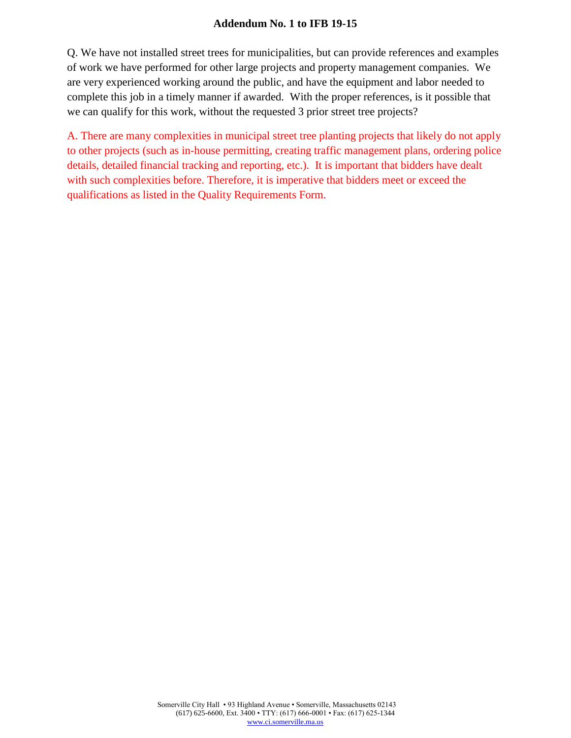## Addendum No. 1 to IFB 19-15

Q. We have not installed street trees for municipalities, but can provide references and examples of work we have performed for other large projects and property management companies. We are very experienced working around the public, and have the equipment and labor needed to complete this job in a timely manner if awarded. With the proper references, is it possible that we can qualify for this work, without the requested 3 prior street tree projects?

A. There are many complexities in municipal street tree planting projects that likely do not apply to other projects (such as in-house permitting, creating traffic management plans, ordering police details, detailed financial tracking and reporting, etc.). It is important that bidders have dealt with such complexities before. Therefore, it is imperative that bidders meet or exceed the qualifications as listed in the Quality Requirements Form.